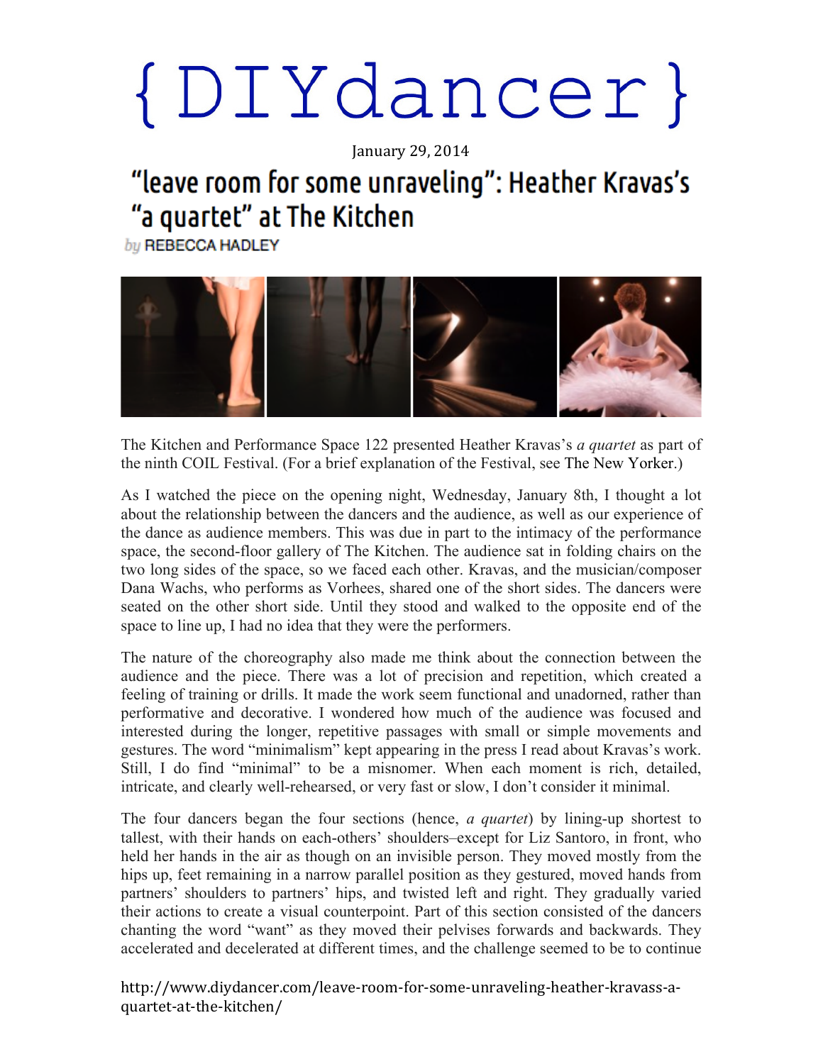# {DIYdancer}

January 29, 2014

## "leave room for some unraveling": Heather Kravas's "a quartet" at The Kitchen

by REBECCA HADLEY

The Kitchen and Performance Space 122 presented Heather Kravas's *a quartet* as part of the ninth COIL Festival. (For a brief explanation of the Festival, see The New Yorker.)

As I watched the piece on the opening night, Wednesday, January 8th, I thought a lot about the relationship between the dancers and the audience, as well as our experience of the dance as audience members. This was due in part to the intimacy of the performance space, the second-floor gallery of The Kitchen. The audience sat in folding chairs on the two long sides of the space, so we faced each other. Kravas, and the musician/composer Dana Wachs, who performs as Vorhees, shared one of the short sides. The dancers were seated on the other short side. Until they stood and walked to the opposite end of the space to line up, I had no idea that they were the performers.

The nature of the choreography also made me think about the connection between the audience and the piece. There was a lot of precision and repetition, which created a feeling of training or drills. It made the work seem functional and unadorned, rather than performative and decorative. I wondered how much of the audience was focused and interested during the longer, repetitive passages with small or simple movements and gestures. The word "minimalism" kept appearing in the press I read about Kravas's work. Still, I do find "minimal" to be a misnomer. When each moment is rich, detailed, intricate, and clearly well-rehearsed, or very fast or slow, I don't consider it minimal.

The four dancers began the four sections (hence, *a quartet*) by lining-up shortest to tallest, with their hands on each-others' shoulders–except for Liz Santoro, in front, who held her hands in the air as though on an invisible person. They moved mostly from the hips up, feet remaining in a narrow parallel position as they gestured, moved hands from partners' shoulders to partners' hips, and twisted left and right. They gradually varied their actions to create a visual counterpoint. Part of this section consisted of the dancers chanting the word "want" as they moved their pelvises forwards and backwards. They accelerated and decelerated at different times, and the challenge seemed to be to continue

http://www.diydancer.com/leave-room-for-some-unraveling-heather-kravass-a-quartet-at-the-kitchen/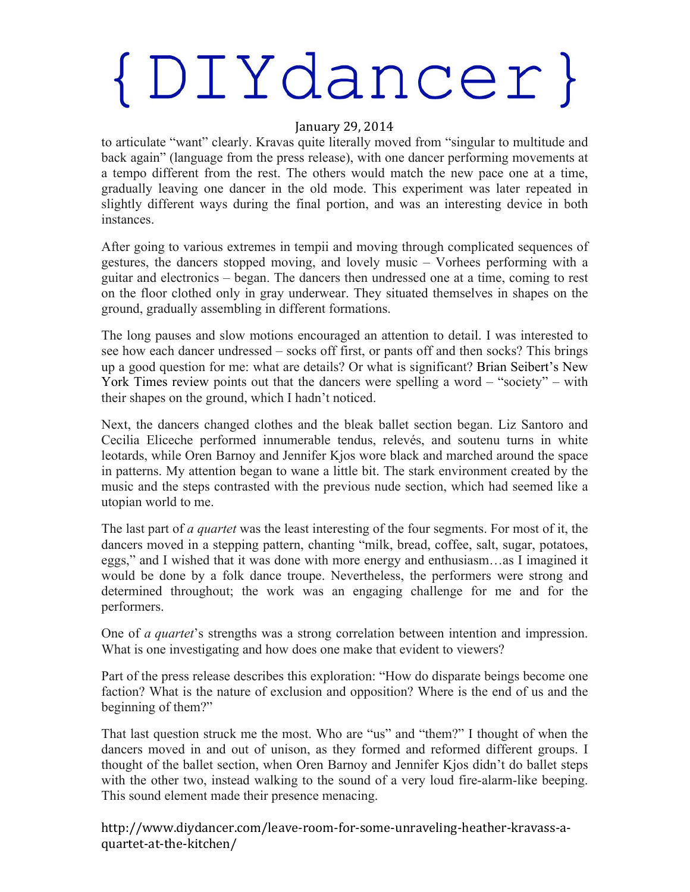to articulate "want" clearly. Kravas quite literally moved from "singular to multitude and back again" (language from the press release), with one dancer performing movements at a tempo different from the rest. The others would match the new pace one at a time, gradually leaving one dancer in the old mode. This experiment was later repeated in slightly different ways during the final portion, and was an interesting device in both instances.

After going to various extremes in tempii and moving through complicated sequences of gestures, the dancers stopped moving, and lovely music – Vorhees performing with a guitar and electronics – began. The dancers then undressed one at a time, coming to rest on the floor clothed only in gray underwear. They situated themselves in shapes on the ground, gradually assembling in different formations.

The long pauses and slow motions encouraged an attention to detail. I was interested to see how each dancer undressed – socks off first, or pants off and then socks? This brings up a good question for me: what are details? Or what is significant? Brian Seibert's New York Times review points out that the dancers were spelling a word – "society" – with their shapes on the ground, which I hadn't noticed.

Next, the dancers changed clothes and the bleak ballet section began. Liz Santoro and Cecilia Eliceche performed innumerable tendus, relevés, and soutenu turns in white leotards, while Oren Barnoy and Jennifer Kjos wore black and marched around the space in patterns. My attention began to wane a little bit. The stark environment created by the music and the steps contrasted with the previous nude section, which had seemed like a utopian world to me.

The last part of *a quartet* was the least interesting of the four segments. For most of it, the dancers moved in a stepping pattern, chanting "milk, bread, coffee, salt, sugar, potatoes, eggs," and I wished that it was done with more energy and enthusiasm…as I imagined it would be done by a folk dance troupe. Nevertheless, the performers were strong and determined throughout; the work was an engaging challenge for me and for the performers.

One of *a quartet*'s strengths was a strong correlation between intention and impression. What is one investigating and how does one make that evident to viewers?

Part of the press release describes this exploration: "How do disparate beings become one faction? What is the nature of exclusion and opposition? Where is the end of us and the beginning of them?"

That last question struck me the most. Who are "us" and "them?" I thought of when the dancers moved in and out of unison, as they formed and reformed different groups. I thought of the ballet section, when Oren Barnoy and Jennifer Kjos didn't do ballet steps with the other two, instead walking to the sound of a very loud fire-alarm-like beeping. This sound element made their presence menacing.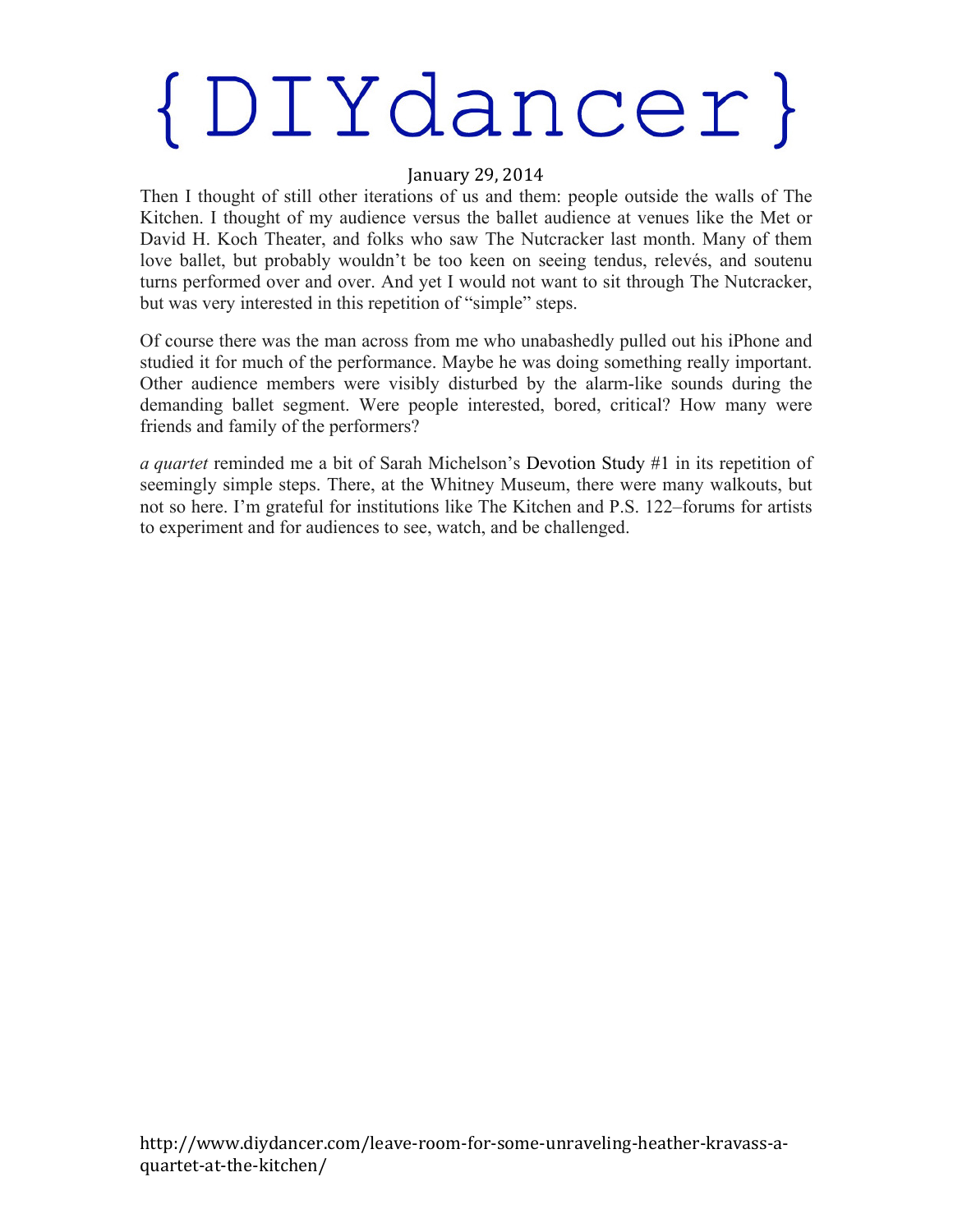Then I thought of still other iterations of us and them: people outside the walls of The Kitchen. I thought of my audience versus the ballet audience at venues like the Met or David H. Koch Theater, and folks who saw The Nutcracker last month. Many of them love ballet, but probably wouldn't be too keen on seeing tendus, relevés, and soutenu turns performed over and over. And yet I would not want to sit through The Nutcracker, but was very interested in this repetition of "simple" steps.

Of course there was the man across from me who unabashedly pulled out his iPhone and studied it for much of the performance. Maybe he was doing something really important. Other audience members were visibly disturbed by the alarm-like sounds during the demanding ballet segment. Were people interested, bored, critical? How many were friends and family of the performers?

*a quartet* reminded me a bit of Sarah Michelson's Devotion Study #1 in its repetition of seemingly simple steps. There, at the Whitney Museum, there were many walkouts, but not so here. I'm grateful for institutions like The Kitchen and P.S. 122–forums for artists to experiment and for audiences to see, watch, and be challenged.